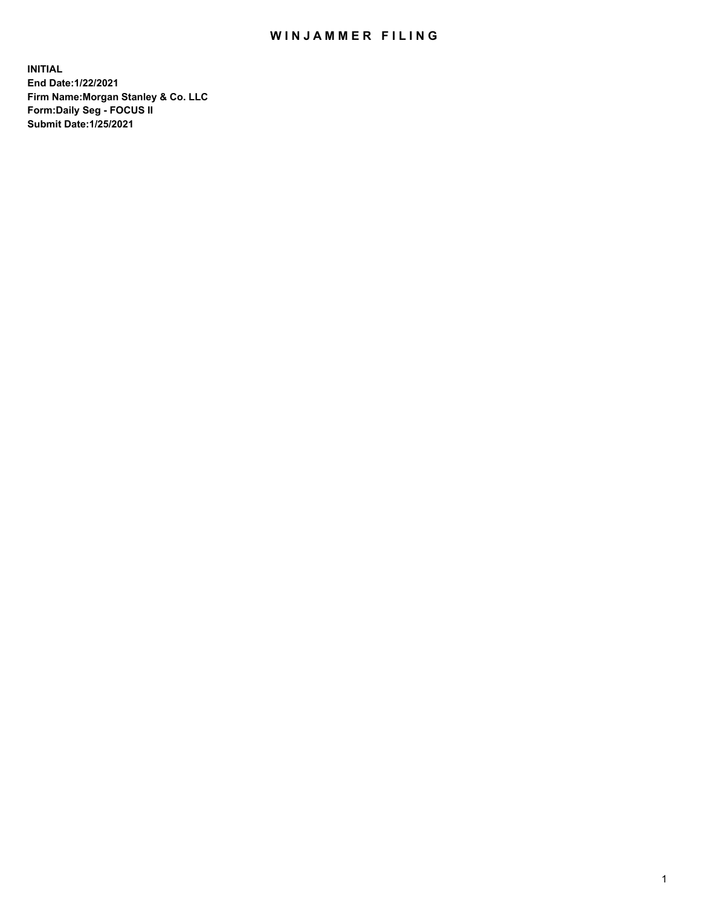# WINJAMMER FILING

**INITIAL**
**End Date:1/22/2021**
**Firm Name:Morgan Stanley & Co. LLC**
**Form:Daily Seg - FOCUS II**
**Submit Date:1/25/2021**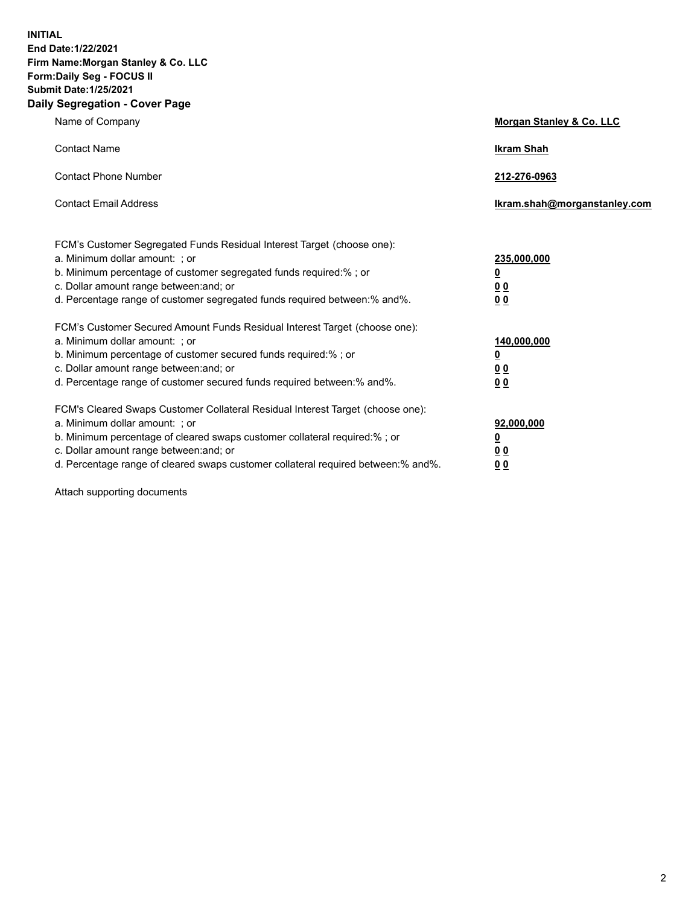**INITIAL**
**End Date:1/22/2021**
**Firm Name:Morgan Stanley & Co. LLC**
**Form:Daily Seg - FOCUS II**
**Submit Date:1/25/2021**

## Daily Segregation - Cover Page

| | |
|---|---|
| Name of Company | **Morgan Stanley & Co. LLC** |
| Contact Name | **Ikram Shah** |
| Contact Phone Number | **212-276-0963** |
| Contact Email Address | **Ikram.shah@morganstanley.com** |

| | |
|---|---|
| FCM's Customer Segregated Funds Residual Interest Target (choose one): | |
| a. Minimum dollar amount: ; or | **235,000,000** |
| b. Minimum percentage of customer segregated funds required:% ; or | **0** |
| c. Dollar amount range between:and; or | **0 0** |
| d. Percentage range of customer segregated funds required between:% and%. | **0 0** |
| FCM's Customer Secured Amount Funds Residual Interest Target (choose one): | |
| a. Minimum dollar amount: ; or | **140,000,000** |
| b. Minimum percentage of customer secured funds required:% ; or | **0** |
| c. Dollar amount range between:and; or | **0 0** |
| d. Percentage range of customer secured funds required between:% and%. | **0 0** |
| FCM's Cleared Swaps Customer Collateral Residual Interest Target (choose one): | |
| a. Minimum dollar amount: ; or | **92,000,000** |
| b. Minimum percentage of cleared swaps customer collateral required:% ; or | **0** |
| c. Dollar amount range between:and; or | **0 0** |
| d. Percentage range of cleared swaps customer collateral required between:% and%. | **0 0** |

Attach supporting documents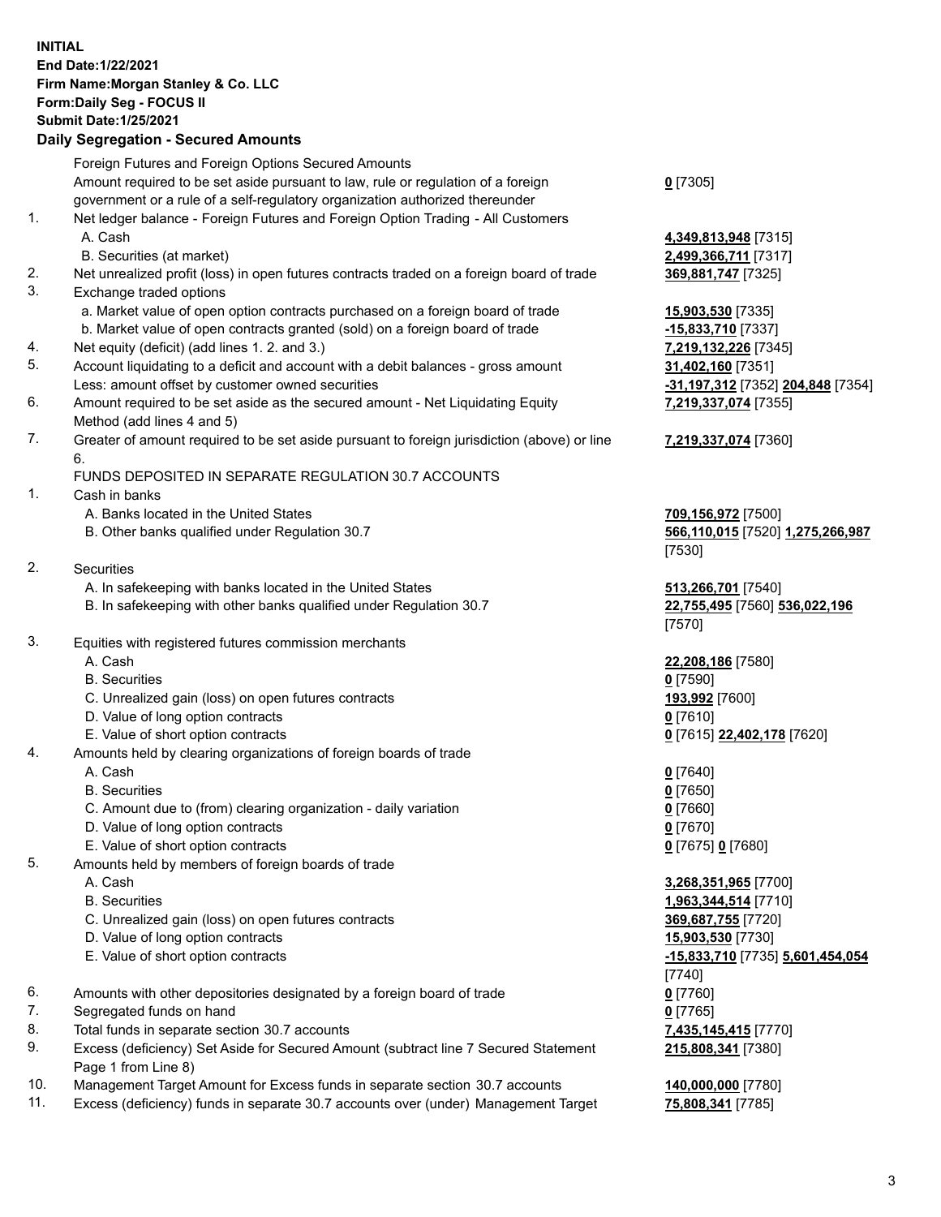**INITIAL**
**End Date:1/22/2021**
**Firm Name:Morgan Stanley & Co. LLC**
**Form:Daily Seg - FOCUS II**
**Submit Date:1/25/2021**

### Daily Segregation - Secured Amounts

| | | |
|---|---|---|
| | Foreign Futures and Foreign Options Secured Amounts | |
| | Amount required to be set aside pursuant to law, rule or regulation of a foreign government or a rule of a self-regulatory organization authorized thereunder | **0** [7305] |
| 1. | Net ledger balance - Foreign Futures and Foreign Option Trading - All Customers | |
| | A. Cash | **4,349,813,948** [7315] |
| | B. Securities (at market) | **2,499,366,711** [7317] |
| 2. | Net unrealized profit (loss) in open futures contracts traded on a foreign board of trade | **369,881,747** [7325] |
| 3. | Exchange traded options | |
| | a. Market value of open option contracts purchased on a foreign board of trade | **15,903,530** [7335] |
| | b. Market value of open contracts granted (sold) on a foreign board of trade | **-15,833,710** [7337] |
| 4. | Net equity (deficit) (add lines 1. 2. and 3.) | **7,219,132,226** [7345] |
| 5. | Account liquidating to a deficit and account with a debit balances - gross amount | **31,402,160** [7351] |
| | Less: amount offset by customer owned securities | **-31,197,312** [7352] **204,848** [7354] |
| 6. | Amount required to be set aside as the secured amount - Net Liquidating Equity Method (add lines 4 and 5) | **7,219,337,074** [7355] |
| 7. | Greater of amount required to be set aside pursuant to foreign jurisdiction (above) or line 6. | **7,219,337,074** [7360] |
| | FUNDS DEPOSITED IN SEPARATE REGULATION 30.7 ACCOUNTS | |
| 1. | Cash in banks | |
| | A. Banks located in the United States | **709,156,972** [7500] |
| | B. Other banks qualified under Regulation 30.7 | **566,110,015** [7520] **1,275,266,987** [7530] |
| 2. | Securities | |
| | A. In safekeeping with banks located in the United States | **513,266,701** [7540] |
| | B. In safekeeping with other banks qualified under Regulation 30.7 | **22,755,495** [7560] **536,022,196** [7570] |
| 3. | Equities with registered futures commission merchants | |
| | A. Cash | **22,208,186** [7580] |
| | B. Securities | **0** [7590] |
| | C. Unrealized gain (loss) on open futures contracts | **193,992** [7600] |
| | D. Value of long option contracts | **0** [7610] |
| | E. Value of short option contracts | **0** [7615] **22,402,178** [7620] |
| 4. | Amounts held by clearing organizations of foreign boards of trade | |
| | A. Cash | **0** [7640] |
| | B. Securities | **0** [7650] |
| | C. Amount due to (from) clearing organization - daily variation | **0** [7660] |
| | D. Value of long option contracts | **0** [7670] |
| | E. Value of short option contracts | **0** [7675] **0** [7680] |
| 5. | Amounts held by members of foreign boards of trade | |
| | A. Cash | **3,268,351,965** [7700] |
| | B. Securities | **1,963,344,514** [7710] |
| | C. Unrealized gain (loss) on open futures contracts | **369,687,755** [7720] |
| | D. Value of long option contracts | **15,903,530** [7730] |
| | E. Value of short option contracts | **-15,833,710** [7735] **5,601,454,054** [7740] |
| 6. | Amounts with other depositories designated by a foreign board of trade | **0** [7760] |
| 7. | Segregated funds on hand | **0** [7765] |
| 8. | Total funds in separate section 30.7 accounts | **7,435,145,415** [7770] |
| 9. | Excess (deficiency) Set Aside for Secured Amount (subtract line 7 Secured Statement Page 1 from Line 8) | **215,808,341** [7380] |
| 10. | Management Target Amount for Excess funds in separate section 30.7 accounts | **140,000,000** [7780] |
| 11. | Excess (deficiency) funds in separate 30.7 accounts over (under) Management Target | **75,808,341** [7785] |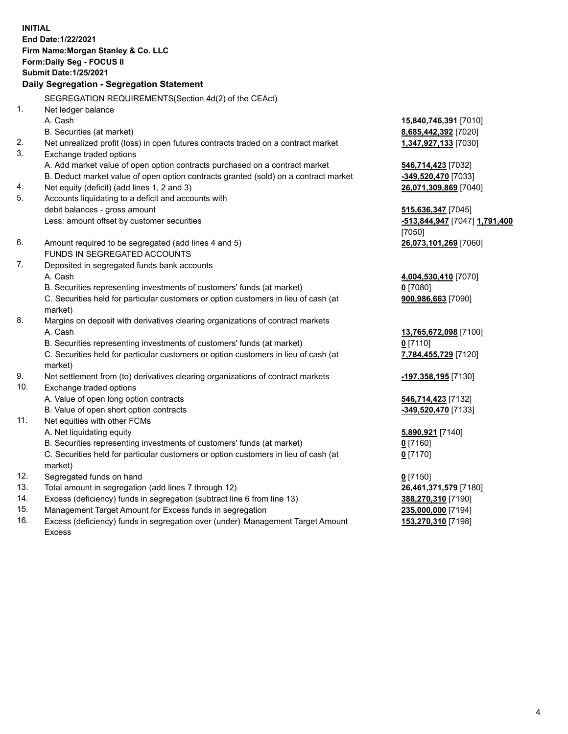**INITIAL**
**End Date:1/22/2021**
**Firm Name:Morgan Stanley & Co. LLC**
**Form:Daily Seg - FOCUS II**
**Submit Date:1/25/2021**

## Daily Segregation - Segregation Statement

SEGREGATION REQUIREMENTS(Section 4d(2) of the CEAct)

| No. | Description | Amount |
|---|---|---|
| 1. | Net ledger balance | |
| | A. Cash | **15,840,746,391** [7010] |
| | B. Securities (at market) | **8,685,442,392** [7020] |
| 2. | Net unrealized profit (loss) in open futures contracts traded on a contract market | **1,347,927,133** [7030] |
| 3. | Exchange traded options | |
| | A. Add market value of open option contracts purchased on a contract market | **546,714,423** [7032] |
| | B. Deduct market value of open option contracts granted (sold) on a contract market | **-349,520,470** [7033] |
| 4. | Net equity (deficit) (add lines 1, 2 and 3) | **26,071,309,869** [7040] |
| 5. | Accounts liquidating to a deficit and accounts with debit balances - gross amount | **515,636,347** [7045] |
| | Less: amount offset by customer securities | **-513,844,947** [7047] **1,791,400** [7050] |
| 6. | Amount required to be segregated (add lines 4 and 5) | **26,073,101,269** [7060] |
| | FUNDS IN SEGREGATED ACCOUNTS | |
| 7. | Deposited in segregated funds bank accounts | |
| | A. Cash | **4,004,530,410** [7070] |
| | B. Securities representing investments of customers' funds (at market) | **0** [7080] |
| | C. Securities held for particular customers or option customers in lieu of cash (at market) | **900,986,663** [7090] |
| 8. | Margins on deposit with derivatives clearing organizations of contract markets | |
| | A. Cash | **13,765,672,098** [7100] |
| | B. Securities representing investments of customers' funds (at market) | **0** [7110] |
| | C. Securities held for particular customers or option customers in lieu of cash (at market) | **7,784,455,729** [7120] |
| 9. | Net settlement from (to) derivatives clearing organizations of contract markets | **-197,358,195** [7130] |
| 10. | Exchange traded options | |
| | A. Value of open long option contracts | **546,714,423** [7132] |
| | B. Value of open short option contracts | **-349,520,470** [7133] |
| 11. | Net equities with other FCMs | |
| | A. Net liquidating equity | **5,890,921** [7140] |
| | B. Securities representing investments of customers' funds (at market) | **0** [7160] |
| | C. Securities held for particular customers or option customers in lieu of cash (at market) | **0** [7170] |
| 12. | Segregated funds on hand | **0** [7150] |
| 13. | Total amount in segregation (add lines 7 through 12) | **26,461,371,579** [7180] |
| 14. | Excess (deficiency) funds in segregation (subtract line 6 from line 13) | **388,270,310** [7190] |
| 15. | Management Target Amount for Excess funds in segregation | **235,000,000** [7194] |
| 16. | Excess (deficiency) funds in segregation over (under) Management Target Amount Excess | **153,270,310** [7198] |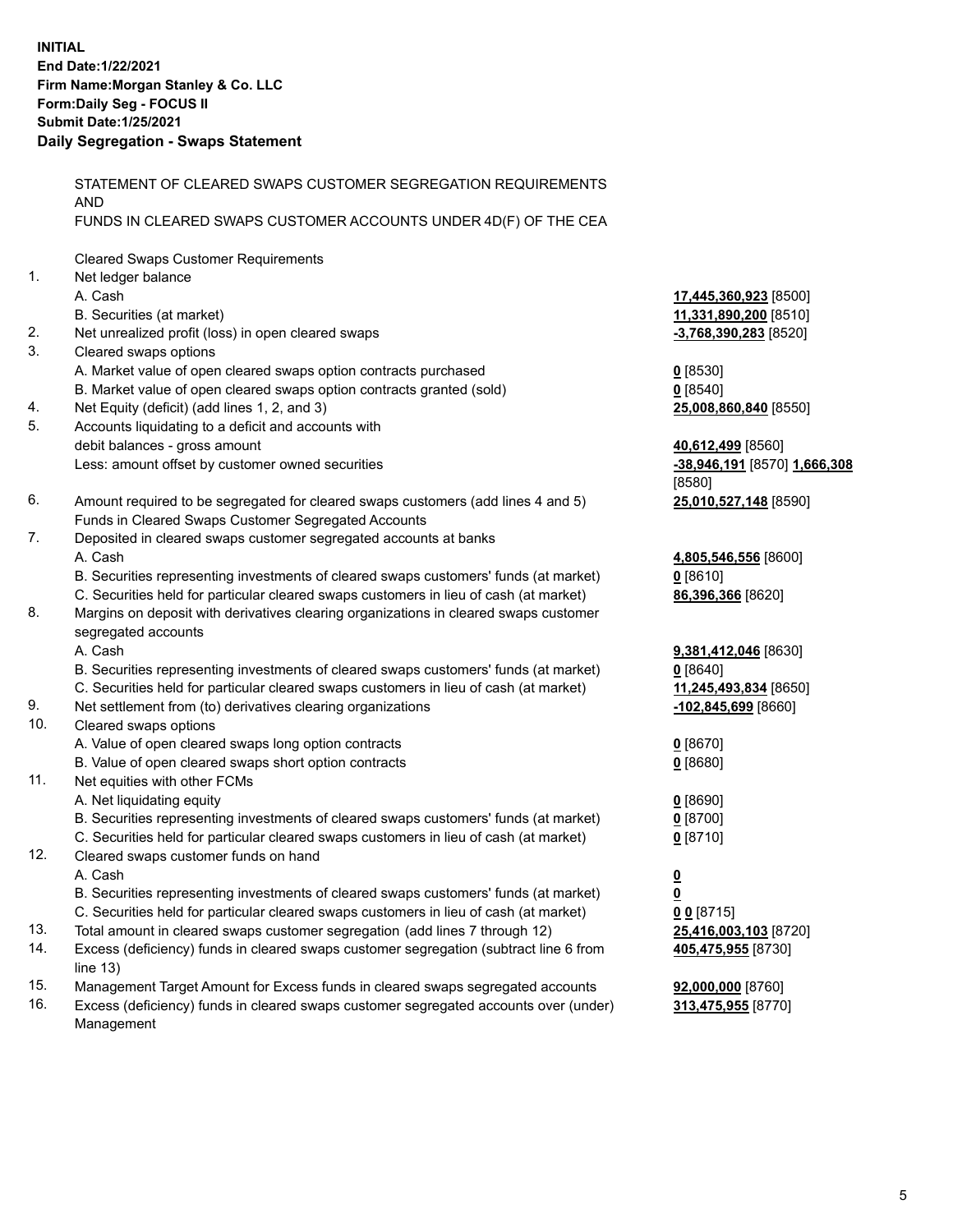**INITIAL**
**End Date:1/22/2021**
**Firm Name:Morgan Stanley & Co. LLC**
**Form:Daily Seg - FOCUS II**
**Submit Date:1/25/2021**
**Daily Segregation - Swaps Statement**

STATEMENT OF CLEARED SWAPS CUSTOMER SEGREGATION REQUIREMENTS AND FUNDS IN CLEARED SWAPS CUSTOMER ACCOUNTS UNDER 4D(F) OF THE CEA

| | | |
|---|---|---|
| | Cleared Swaps Customer Requirements | |
| 1. | Net ledger balance | |
| | A. Cash | **17,445,360,923** [8500] |
| | B. Securities (at market) | **11,331,890,200** [8510] |
| 2. | Net unrealized profit (loss) in open cleared swaps | **-3,768,390,283** [8520] |
| 3. | Cleared swaps options | |
| | A. Market value of open cleared swaps option contracts purchased | **0** [8530] |
| | B. Market value of open cleared swaps option contracts granted (sold) | **0** [8540] |
| 4. | Net Equity (deficit) (add lines 1, 2, and 3) | **25,008,860,840** [8550] |
| 5. | Accounts liquidating to a deficit and accounts with debit balances - gross amount | **40,612,499** [8560] |
| | Less: amount offset by customer owned securities | **-38,946,191** [8570] **1,666,308** [8580] |
| 6. | Amount required to be segregated for cleared swaps customers (add lines 4 and 5) | **25,010,527,148** [8590] |
| | Funds in Cleared Swaps Customer Segregated Accounts | |
| 7. | Deposited in cleared swaps customer segregated accounts at banks | |
| | A. Cash | **4,805,546,556** [8600] |
| | B. Securities representing investments of cleared swaps customers' funds (at market) | **0** [8610] |
| | C. Securities held for particular cleared swaps customers in lieu of cash (at market) | **86,396,366** [8620] |
| 8. | Margins on deposit with derivatives clearing organizations in cleared swaps customer segregated accounts | |
| | A. Cash | **9,381,412,046** [8630] |
| | B. Securities representing investments of cleared swaps customers' funds (at market) | **0** [8640] |
| | C. Securities held for particular cleared swaps customers in lieu of cash (at market) | **11,245,493,834** [8650] |
| 9. | Net settlement from (to) derivatives clearing organizations | **-102,845,699** [8660] |
| 10. | Cleared swaps options | |
| | A. Value of open cleared swaps long option contracts | **0** [8670] |
| | B. Value of open cleared swaps short option contracts | **0** [8680] |
| 11. | Net equities with other FCMs | |
| | A. Net liquidating equity | **0** [8690] |
| | B. Securities representing investments of cleared swaps customers' funds (at market) | **0** [8700] |
| | C. Securities held for particular cleared swaps customers in lieu of cash (at market) | **0** [8710] |
| 12. | Cleared swaps customer funds on hand | |
| | A. Cash | **0** |
| | B. Securities representing investments of cleared swaps customers' funds (at market) | **0** |
| | C. Securities held for particular cleared swaps customers in lieu of cash (at market) | **0** **0** [8715] |
| 13. | Total amount in cleared swaps customer segregation (add lines 7 through 12) | **25,416,003,103** [8720] |
| 14. | Excess (deficiency) funds in cleared swaps customer segregation (subtract line 6 from line 13) | **405,475,955** [8730] |
| 15. | Management Target Amount for Excess funds in cleared swaps segregated accounts | **92,000,000** [8760] |
| 16. | Excess (deficiency) funds in cleared swaps customer segregated accounts over (under) Management | **313,475,955** [8770] |